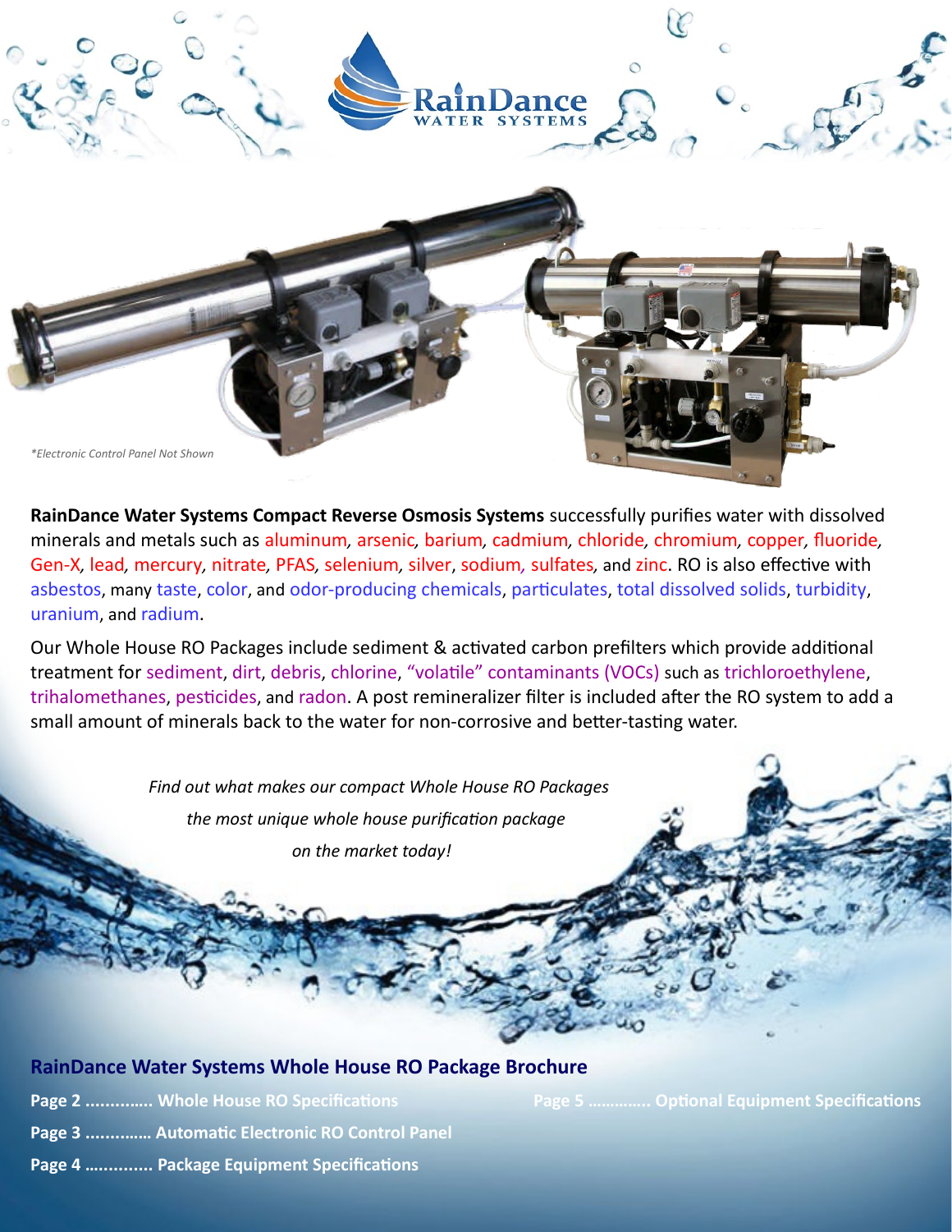RainDance WATER SYSTEMS

*\*Electronic Control Panel Not Shown*

**RainDance Water Systems Compact Reverse Osmosis Systems** successfully purifies water with dissolved minerals and metals such as aluminum, arsenic, barium, cadmium, chloride, chromium, copper, fluoride, Gen-X, lead, mercury, nitrate, PFAS, selenium, silver, sodium, sulfates, and zinc. RO is also effective with asbestos, many taste, color, and odor-producing chemicals, particulates, total dissolved solids, turbidity, uranium, and radium.

Our Whole House RO Packages include sediment & activated carbon prefilters which provide additional treatment for sediment, dirt, debris, chlorine, "volatile" contaminants (VOCs) such as trichloroethylene, trihalomethanes, pesticides, and radon. A post remineralizer filter is included after the RO system to add a small amount of minerals back to the water for non-corrosive and better-tasting water.

*Find out what makes our compact Whole House RO Packages the most unique whole house purification package on the market today!*

## RainDance Water Systems Whole House RO Package Brochure

**Page 2 .............. Whole House RO Specifications**

**Page 3 .............. Automatic Electronic RO Control Panel**

**Page 4 .............. Package Equipment Specifications**

**Page 5 .............. Optional Equipment Specifications**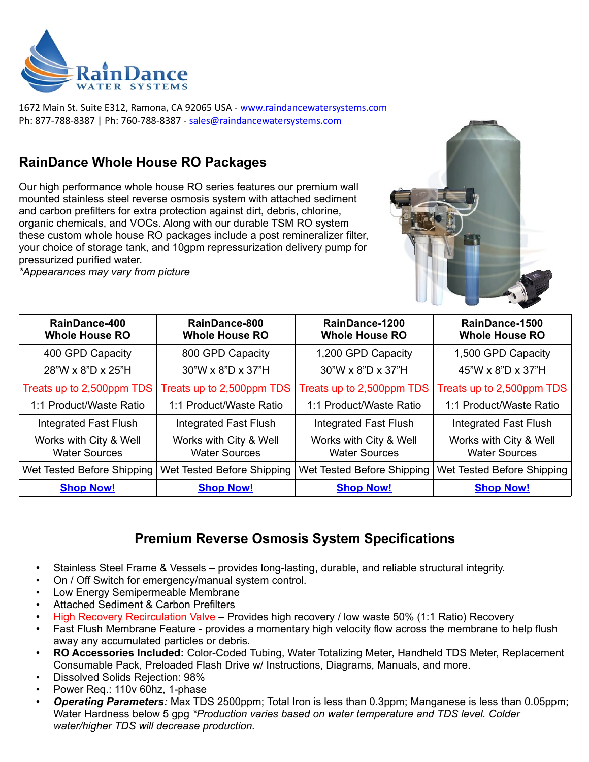RainDance WATER SYSTEMS

1672 Main St. Suite E312, Ramona, CA 92065 USA - www.raindancewatersystems.com
Ph: 877-788-8387 | Ph: 760-788-8387 - sales@raindancewatersystems.com

## RainDance Whole House RO Packages

Our high performance whole house RO series features our premium wall mounted stainless steel reverse osmosis system with attached sediment and carbon prefilters for extra protection against dirt, debris, chlorine, organic chemicals, and VOCs. Along with our durable TSM RO system these custom whole house RO packages include a post remineralizer filter, your choice of storage tank, and 10gpm repressurization delivery pump for pressurized purified water.
*\*Appearances may vary from picture*

| **RainDance-400 Whole House RO** | **RainDance-800 Whole House RO** | **RainDance-1200 Whole House RO** | **RainDance-1500 Whole House RO** |
|---|---|---|---|
| 400 GPD Capacity | 800 GPD Capacity | 1,200 GPD Capacity | 1,500 GPD Capacity |
| 28"W x 8"D x 25"H | 30"W x 8"D x 37"H | 30"W x 8"D x 37"H | 45"W x 8"D x 37"H |
| Treats up to 2,500ppm TDS | Treats up to 2,500ppm TDS | Treats up to 2,500ppm TDS | Treats up to 2,500ppm TDS |
| 1:1 Product/Waste Ratio | 1:1 Product/Waste Ratio | 1:1 Product/Waste Ratio | 1:1 Product/Waste Ratio |
| Integrated Fast Flush | Integrated Fast Flush | Integrated Fast Flush | Integrated Fast Flush |
| Works with City & Well Water Sources | Works with City & Well Water Sources | Works with City & Well Water Sources | Works with City & Well Water Sources |
| Wet Tested Before Shipping | Wet Tested Before Shipping | Wet Tested Before Shipping | Wet Tested Before Shipping |
| **Shop Now!** | **Shop Now!** | **Shop Now!** | **Shop Now!** |

## Premium Reverse Osmosis System Specifications

- Stainless Steel Frame & Vessels – provides long-lasting, durable, and reliable structural integrity.
- On / Off Switch for emergency/manual system control.
- Low Energy Semipermeable Membrane
- Attached Sediment & Carbon Prefilters
- High Recovery Recirculation Valve – Provides high recovery / low waste 50% (1:1 Ratio) Recovery
- Fast Flush Membrane Feature - provides a momentary high velocity flow across the membrane to help flush away any accumulated particles or debris.
- **RO Accessories Included:** Color-Coded Tubing, Water Totalizing Meter, Handheld TDS Meter, Replacement Consumable Pack, Preloaded Flash Drive w/ Instructions, Diagrams, Manuals, and more.
- Dissolved Solids Rejection: 98%
- Power Req.: 110v 60hz, 1-phase
- ***Operating Parameters:*** Max TDS 2500ppm; Total Iron is less than 0.3ppm; Manganese is less than 0.05ppm; Water Hardness below 5 gpg *\*Production varies based on water temperature and TDS level. Colder water/higher TDS will decrease production.*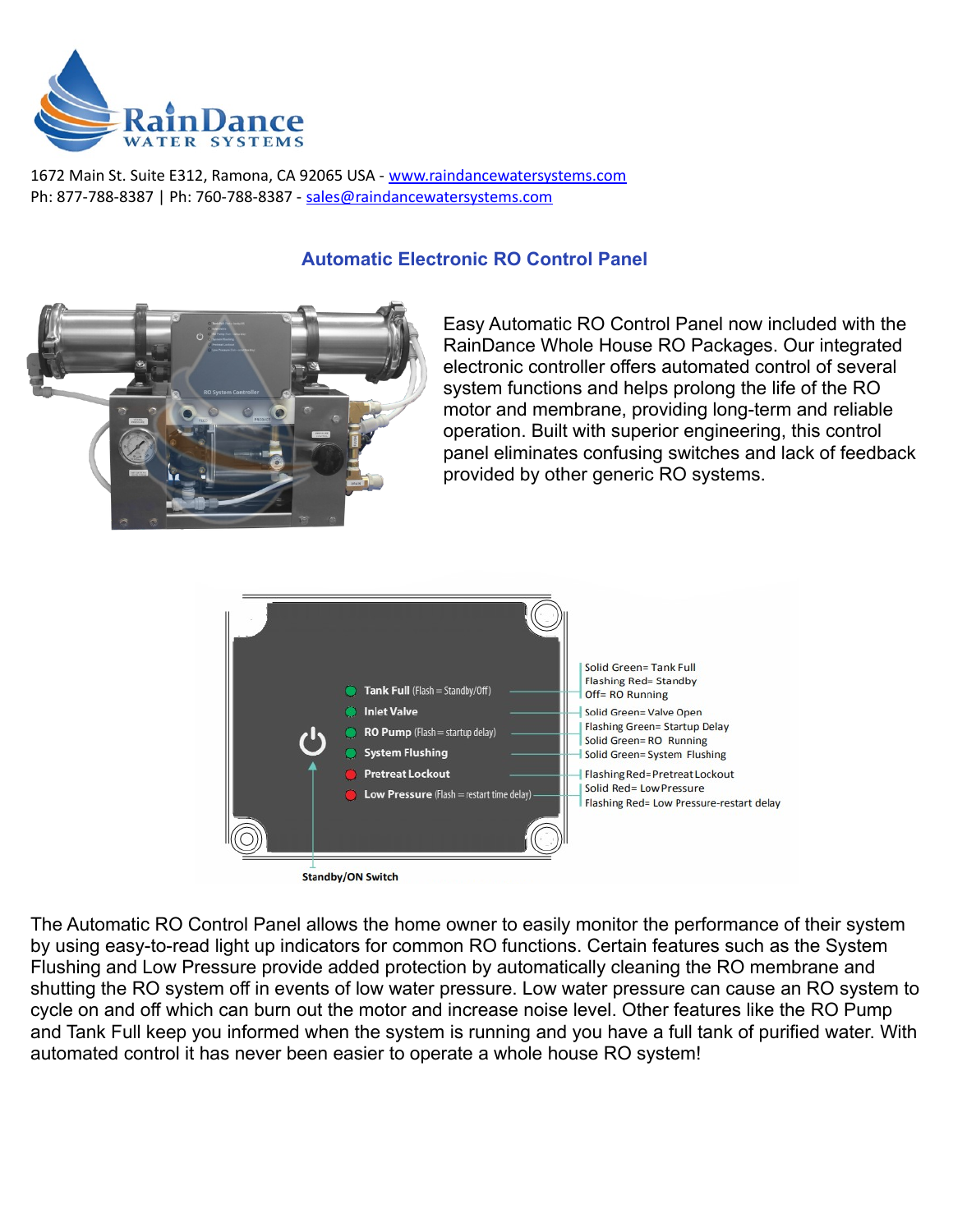RainDance WATER SYSTEMS

1672 Main St. Suite E312, Ramona, CA 92065 USA - www.raindancewatersystems.com
Ph: 877-788-8387 | Ph: 760-788-8387 - sales@raindancewatersystems.com

## Automatic Electronic RO Control Panel

Easy Automatic RO Control Panel now included with the RainDance Whole House RO Packages. Our integrated electronic controller offers automated control of several system functions and helps prolong the life of the RO motor and membrane, providing long-term and reliable operation. Built with superior engineering, this control panel eliminates confusing switches and lack of feedback provided by other generic RO systems.

- **Tank Full** (Flash = Standby/Off)
  - Solid Green= Tank Full
  - Flashing Red= Standby
  - Off= RO Running
- **Inlet Valve**
  - Solid Green= Valve Open
- **RO Pump** (Flash = startup delay)
  - Flashing Green= Startup Delay
  - Solid Green= RO Running
- **System Flushing**
  - Solid Green= System Flushing
- **Pretreat Lockout**
  - Flashing Red= Pretreat Lockout
- **Low Pressure** (Flash = restart time delay)
  - Solid Red= Low Pressure
  - Flashing Red= Low Pressure-restart delay

Standby/ON Switch

The Automatic RO Control Panel allows the home owner to easily monitor the performance of their system by using easy-to-read light up indicators for common RO functions. Certain features such as the System Flushing and Low Pressure provide added protection by automatically cleaning the RO membrane and shutting the RO system off in events of low water pressure. Low water pressure can cause an RO system to cycle on and off which can burn out the motor and increase noise level. Other features like the RO Pump and Tank Full keep you informed when the system is running and you have a full tank of purified water. With automated control it has never been easier to operate a whole house RO system!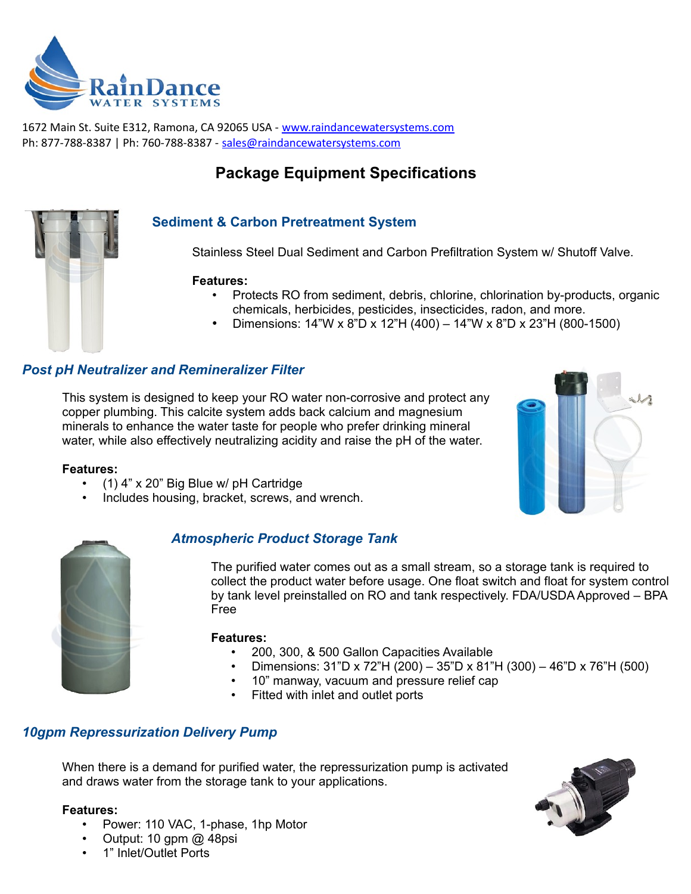# RainDance WATER SYSTEMS

1672 Main St. Suite E312, Ramona, CA 92065 USA - www.raindancewatersystems.com
Ph: 877-788-8387 | Ph: 760-788-8387 - sales@raindancewatersystems.com

## Package Equipment Specifications

### Sediment & Carbon Pretreatment System

Stainless Steel Dual Sediment and Carbon Prefiltration System w/ Shutoff Valve.

**Features:**

- Protects RO from sediment, debris, chlorine, chlorination by-products, organic chemicals, herbicides, pesticides, insecticides, radon, and more.
- Dimensions: 14"W x 8"D x 12"H (400) – 14"W x 8"D x 23"H (800-1500)

### *Post pH Neutralizer and Remineralizer Filter*

This system is designed to keep your RO water non-corrosive and protect any copper plumbing. This calcite system adds back calcium and magnesium minerals to enhance the water taste for people who prefer drinking mineral water, while also effectively neutralizing acidity and raise the pH of the water.

**Features:**

- (1) 4" x 20" Big Blue w/ pH Cartridge
- Includes housing, bracket, screws, and wrench.

### *Atmospheric Product Storage Tank*

The purified water comes out as a small stream, so a storage tank is required to collect the product water before usage. One float switch and float for system control by tank level preinstalled on RO and tank respectively. FDA/USDA Approved – BPA Free

**Features:**

- 200, 300, & 500 Gallon Capacities Available
- Dimensions: 31"D x 72"H (200) – 35"D x 81"H (300) – 46"D x 76"H (500)
- 10" manway, vacuum and pressure relief cap
- Fitted with inlet and outlet ports

### *10gpm Repressurization Delivery Pump*

When there is a demand for purified water, the repressurization pump is activated and draws water from the storage tank to your applications.

**Features:**

- Power: 110 VAC, 1-phase, 1hp Motor
- Output: 10 gpm @ 48psi
- 1" Inlet/Outlet Ports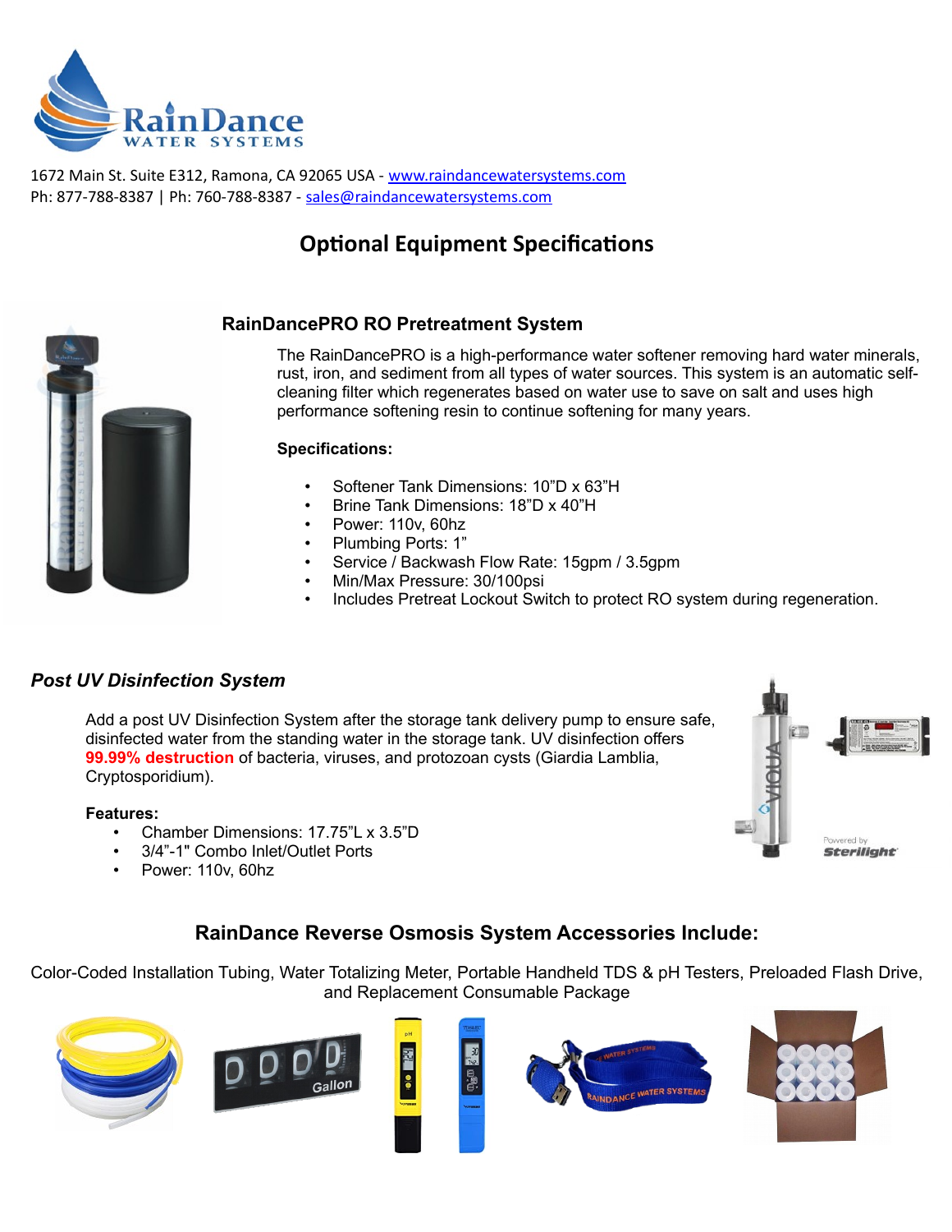RainDance WATER SYSTEMS

1672 Main St. Suite E312, Ramona, CA 92065 USA - www.raindancewatersystems.com
Ph: 877-788-8387 | Ph: 760-788-8387 - sales@raindancewatersystems.com

# Optional Equipment Specifications

## RainDancePRO RO Pretreatment System

The RainDancePRO is a high-performance water softener removing hard water minerals, rust, iron, and sediment from all types of water sources. This system is an automatic self-cleaning filter which regenerates based on water use to save on salt and uses high performance softening resin to continue softening for many years.

**Specifications:**

- Softener Tank Dimensions: 10"D x 63"H
- Brine Tank Dimensions: 18"D x 40"H
- Power: 110v, 60hz
- Plumbing Ports: 1"
- Service / Backwash Flow Rate: 15gpm / 3.5gpm
- Min/Max Pressure: 30/100psi
- Includes Pretreat Lockout Switch to protect RO system during regeneration.

## *Post UV Disinfection System*

Add a post UV Disinfection System after the storage tank delivery pump to ensure safe, disinfected water from the standing water in the storage tank. UV disinfection offers **99.99% destruction** of bacteria, viruses, and protozoan cysts (Giardia Lamblia, Cryptosporidium).

**Features:**

- Chamber Dimensions: 17.75"L x 3.5"D
- 3/4"-1" Combo Inlet/Outlet Ports
- Power: 110v, 60hz

Powered by Sterilight

## RainDance Reverse Osmosis System Accessories Include:

Color-Coded Installation Tubing, Water Totalizing Meter, Portable Handheld TDS & pH Testers, Preloaded Flash Drive, and Replacement Consumable Package